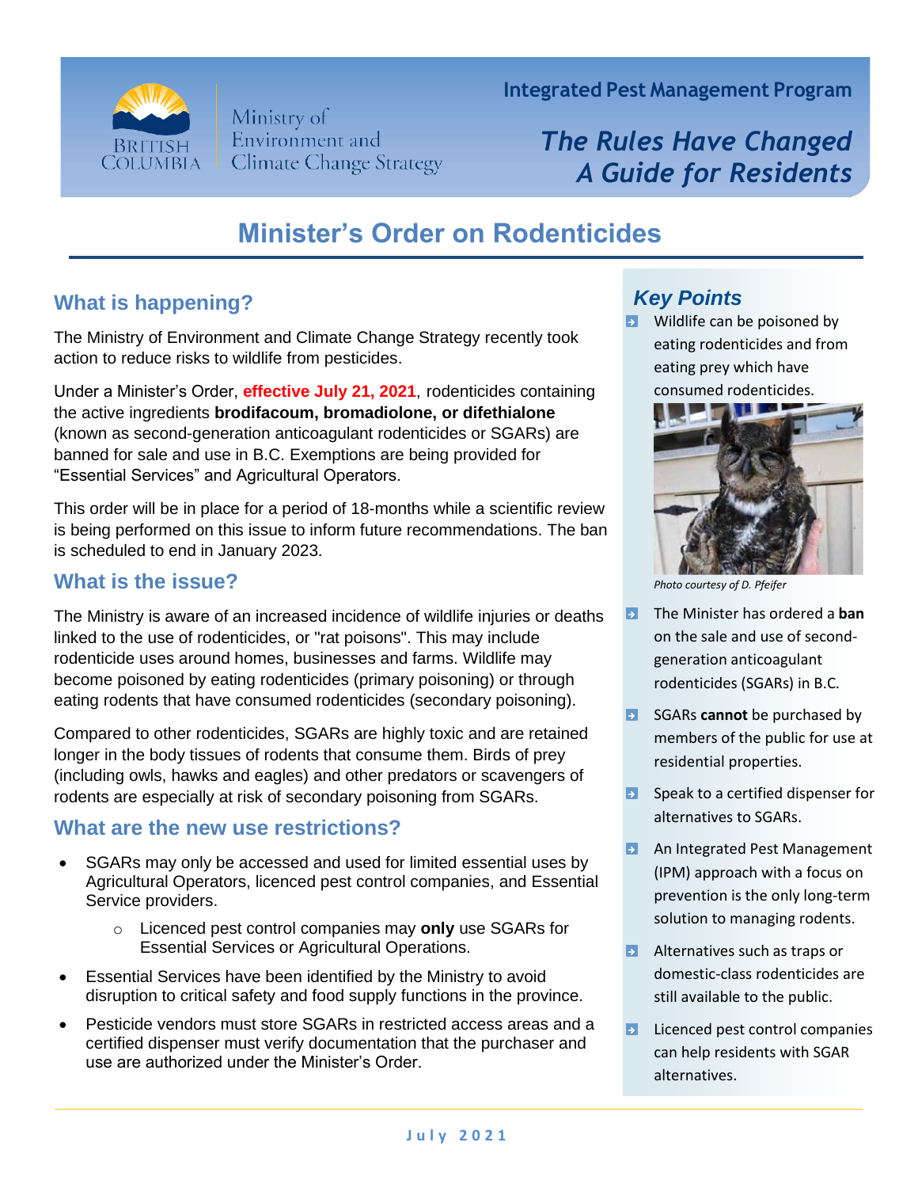Ministry of Environment and Climate Change Strategy

**Integrated Pest Management Program**

***The Rules Have Changed***
***A Guide for Residents***

# Minister's Order on Rodenticides

## What is happening?

The Ministry of Environment and Climate Change Strategy recently took action to reduce risks to wildlife from pesticides.

Under a Minister's Order, **effective July 21, 2021**, rodenticides containing the active ingredients **brodifacoum, bromadiolone, or difethialone** (known as second-generation anticoagulant rodenticides or SGARs) are banned for sale and use in B.C. Exemptions are being provided for "Essential Services" and Agricultural Operators.

This order will be in place for a period of 18-months while a scientific review is being performed on this issue to inform future recommendations. The ban is scheduled to end in January 2023.

## What is the issue?

The Ministry is aware of an increased incidence of wildlife injuries or deaths linked to the use of rodenticides, or "rat poisons". This may include rodenticide uses around homes, businesses and farms. Wildlife may become poisoned by eating rodenticides (primary poisoning) or through eating rodents that have consumed rodenticides (secondary poisoning).

Compared to other rodenticides, SGARs are highly toxic and are retained longer in the body tissues of rodents that consume them. Birds of prey (including owls, hawks and eagles) and other predators or scavengers of rodents are especially at risk of secondary poisoning from SGARs.

## What are the new use restrictions?

- SGARs may only be accessed and used for limited essential uses by Agricultural Operators, licenced pest control companies, and Essential Service providers.
  - Licenced pest control companies may **only** use SGARs for Essential Services or Agricultural Operations.
- Essential Services have been identified by the Ministry to avoid disruption to critical safety and food supply functions in the province.
- Pesticide vendors must store SGARs in restricted access areas and a certified dispenser must verify documentation that the purchaser and use are authorized under the Minister's Order.

## *Key Points*

- Wildlife can be poisoned by eating rodenticides and from eating prey which have consumed rodenticides.

*Photo courtesy of D. Pfeifer*

- The Minister has ordered a **ban** on the sale and use of second-generation anticoagulant rodenticides (SGARs) in B.C.
- SGARs **cannot** be purchased by members of the public for use at residential properties.
- Speak to a certified dispenser for alternatives to SGARs.
- An Integrated Pest Management (IPM) approach with a focus on prevention is the only long-term solution to managing rodents.
- Alternatives such as traps or domestic-class rodenticides are still available to the public.
- Licenced pest control companies can help residents with SGAR alternatives.

July 2021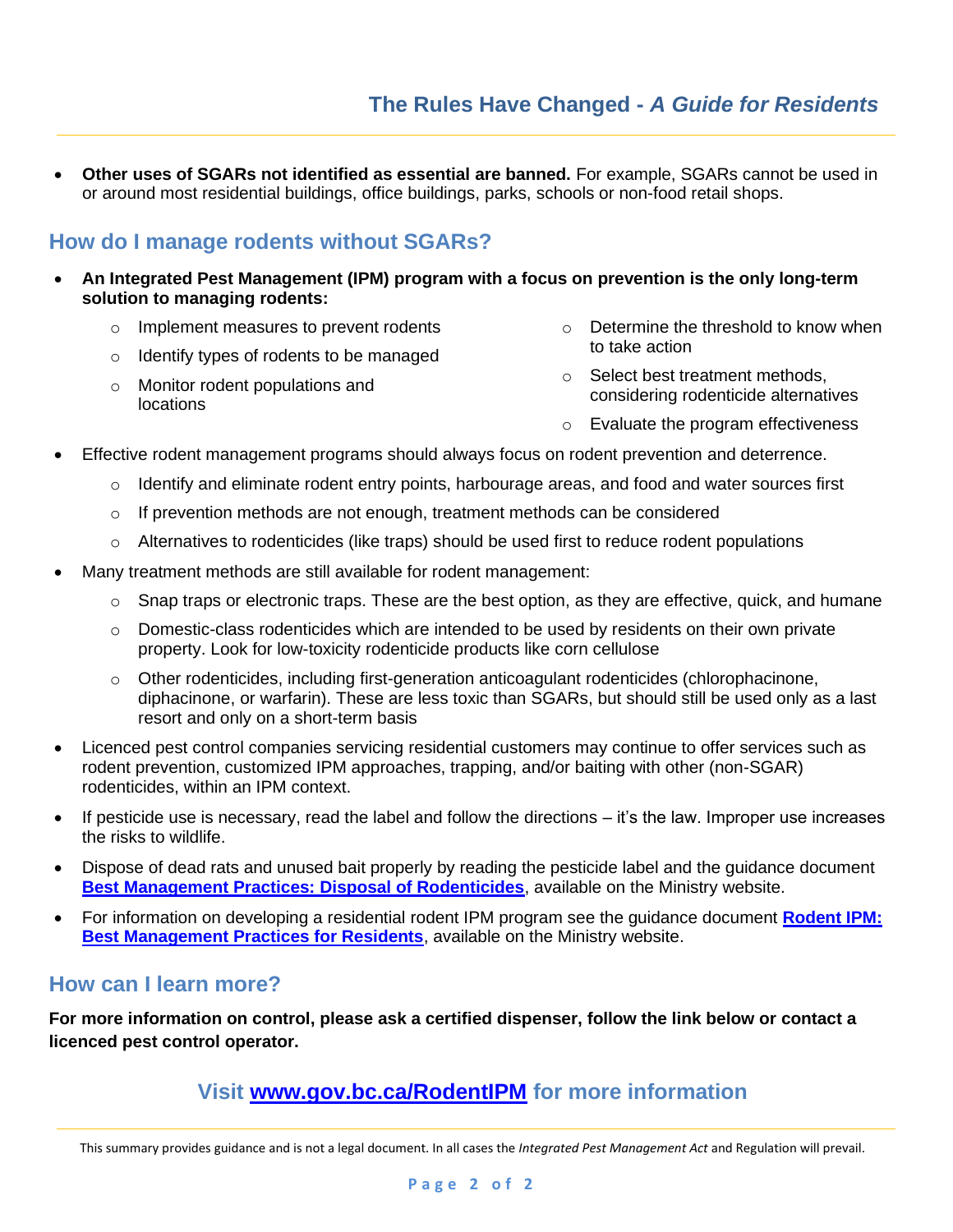- **Other uses of SGARs not identified as essential are banned.** For example, SGARs cannot be used in or around most residential buildings, office buildings, parks, schools or non-food retail shops.

## How do I manage rodents without SGARs?

- **An Integrated Pest Management (IPM) program with a focus on prevention is the only long-term solution to managing rodents:**
    - Implement measures to prevent rodents
    - Identify types of rodents to be managed
    - Monitor rodent populations and locations
    - Determine the threshold to know when to take action
    - Select best treatment methods, considering rodenticide alternatives
    - Evaluate the program effectiveness
- Effective rodent management programs should always focus on rodent prevention and deterrence.
    - Identify and eliminate rodent entry points, harbourage areas, and food and water sources first
    - If prevention methods are not enough, treatment methods can be considered
    - Alternatives to rodenticides (like traps) should be used first to reduce rodent populations
- Many treatment methods are still available for rodent management:
    - Snap traps or electronic traps. These are the best option, as they are effective, quick, and humane
    - Domestic-class rodenticides which are intended to be used by residents on their own private property. Look for low-toxicity rodenticide products like corn cellulose
    - Other rodenticides, including first-generation anticoagulant rodenticides (chlorophacinone, diphacinone, or warfarin). These are less toxic than SGARs, but should still be used only as a last resort and only on a short-term basis
- Licenced pest control companies servicing residential customers may continue to offer services such as rodent prevention, customized IPM approaches, trapping, and/or baiting with other (non-SGAR) rodenticides, within an IPM context.
- If pesticide use is necessary, read the label and follow the directions – it's the law. Improper use increases the risks to wildlife.
- Dispose of dead rats and unused bait properly by reading the pesticide label and the guidance document **Best Management Practices: Disposal of Rodenticides**, available on the Ministry website.
- For information on developing a residential rodent IPM program see the guidance document **Rodent IPM: Best Management Practices for Residents**, available on the Ministry website.

## How can I learn more?

**For more information on control, please ask a certified dispenser, follow the link below or contact a licenced pest control operator.**

### Visit www.gov.bc.ca/RodentIPM for more information

This summary provides guidance and is not a legal document. In all cases the *Integrated Pest Management Act* and Regulation will prevail.